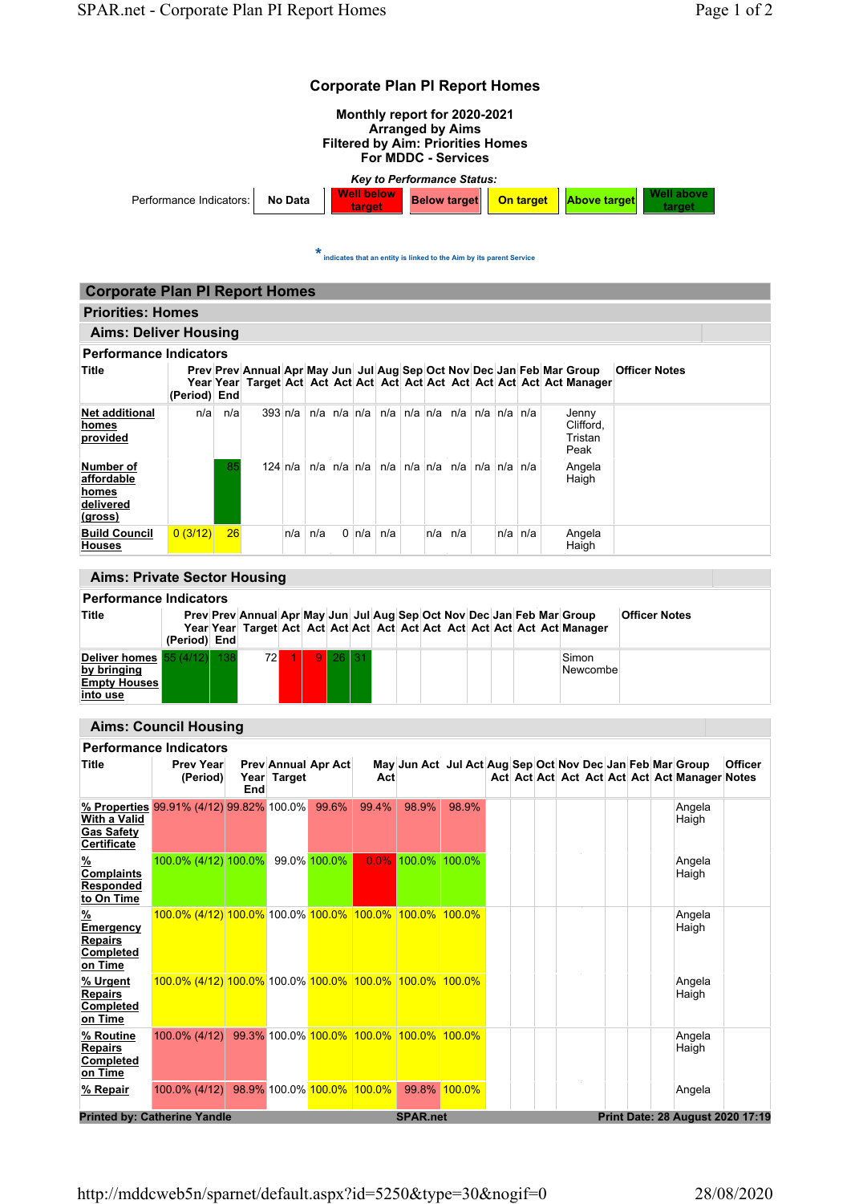# Corporate Plan PI Report Homes

**Monthly report for 2020-2021**
**Arranged by Aims**
**Filtered by Aim: Priorities Homes**
**For MDDC - Services**

*Key to Performance Status:*

| Performance Indicators: | No Data | Well below target | Below target | On target | Above target | Well above target |
|---|---|---|---|---|---|---|

* indicates that an entity is linked to the Aim by its parent Service

## Corporate Plan PI Report Homes

## Priorities: Homes

### Aims: Deliver Housing

#### Performance Indicators

| Title | Prev Year (Period) | Prev Year End | Annual Target | Apr Act | May Act | Jun Act | Jul Act | Aug Act | Sep Act | Oct Act | Nov Act | Dec Act | Jan Act | Feb Act | Mar Act | Group Manager | Officer Notes |
|---|---|---|---|---|---|---|---|---|---|---|---|---|---|---|---|---|---|
| Net additional homes provided | n/a | n/a | 393 | n/a | n/a | n/a | n/a | n/a | n/a | n/a | n/a | n/a | n/a | n/a | | Jenny Clifford, Tristan Peak | |
| Number of affordable homes delivered (gross) | | 85 | 124 | n/a | n/a | n/a | n/a | n/a | n/a | n/a | n/a | n/a | n/a | n/a | | Angela Haigh | |
| Build Council Houses | 0 (3/12) | 26 | | n/a | n/a | 0 | n/a | n/a | | n/a | n/a | | n/a | n/a | | Angela Haigh | |

### Aims: Private Sector Housing

#### Performance Indicators

| Title | Prev Year (Period) | Prev Year End | Annual Target | Apr Act | May Act | Jun Act | Jul Act | Aug Act | Sep Act | Oct Act | Nov Act | Dec Act | Jan Act | Feb Act | Mar Act | Group Manager | Officer Notes |
|---|---|---|---|---|---|---|---|---|---|---|---|---|---|---|---|---|---|
| Deliver homes by bringing Empty Houses into use | 55 (4/12) | 138 | 72 | 1 | 9 | 26 | 31 | | | | | | | | | Simon Newcombe | |

### Aims: Council Housing

#### Performance Indicators

| Title | Prev Year (Period) | Prev Year End | Annual Target | Apr Act | May Act | Jun Act | Jul Act | Aug Act | Sep Act | Oct Act | Nov Act | Dec Act | Jan Act | Feb Act | Mar Act | Group Manager | Officer Notes |
|---|---|---|---|---|---|---|---|---|---|---|---|---|---|---|---|---|---|
| % Properties With a Valid Gas Safety Certificate | 99.91% (4/12) | 99.82% | 100.0% | 99.6% | 99.4% | 98.9% | 98.9% | | | | | | | | | Angela Haigh | |
| % Complaints Responded to On Time | 100.0% (4/12) | 100.0% | 99.0% | 100.0% | 0.0% | 100.0% | 100.0% | | | | | | | | | Angela Haigh | |
| % Emergency Repairs Completed on Time | 100.0% (4/12) | 100.0% | 100.0% | 100.0% | 100.0% | 100.0% | 100.0% | | | | | | | | | Angela Haigh | |
| % Urgent Repairs Completed on Time | 100.0% (4/12) | 100.0% | 100.0% | 100.0% | 100.0% | 100.0% | 100.0% | | | | | | | | | Angela Haigh | |
| % Routine Repairs Completed on Time | 100.0% (4/12) | 99.3% | 100.0% | 100.0% | 100.0% | 100.0% | 100.0% | | | | | | | | | Angela Haigh | |
| % Repair | 100.0% (4/12) | 98.9% | 100.0% | 100.0% | 100.0% | 99.8% | 100.0% | | | | | | | | | Angela | |

**Printed by: Catherine Yandle** **SPAR.net** **Print Date: 28 August 2020 17:19**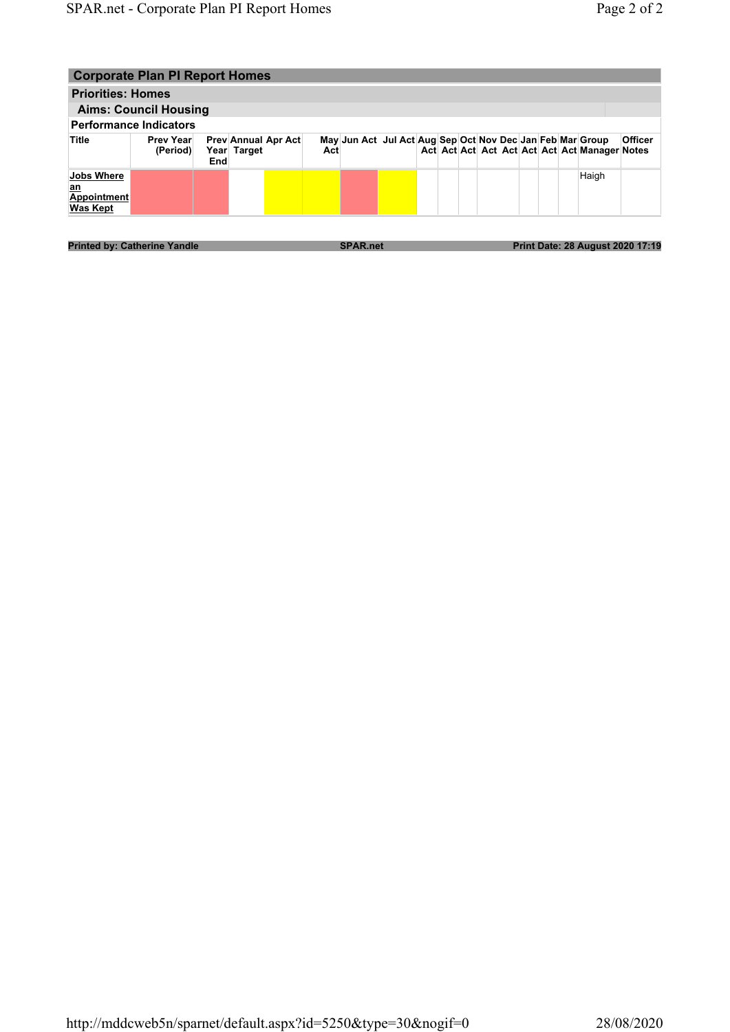## Corporate Plan PI Report Homes

### Priorities: Homes

#### Aims: Council Housing

**Performance Indicators**

| Title | Prev Year (Period) | Prev Year End | Annual Target | Apr Act | May Act | Jun Act | Jul Act | Aug Act | Sep Act | Oct Act | Nov Act | Dec Act | Jan Act | Feb Act | Mar Act | Group Manager | Officer Notes |
|---|---|---|---|---|---|---|---|---|---|---|---|---|---|---|---|---|---|
| **Jobs Where an Appointment Was Kept** | | | | | | | | | | | | | | | | Haigh | |

**Printed by: Catherine Yandle** SPAR.net **Print Date: 28 August 2020 17:19**